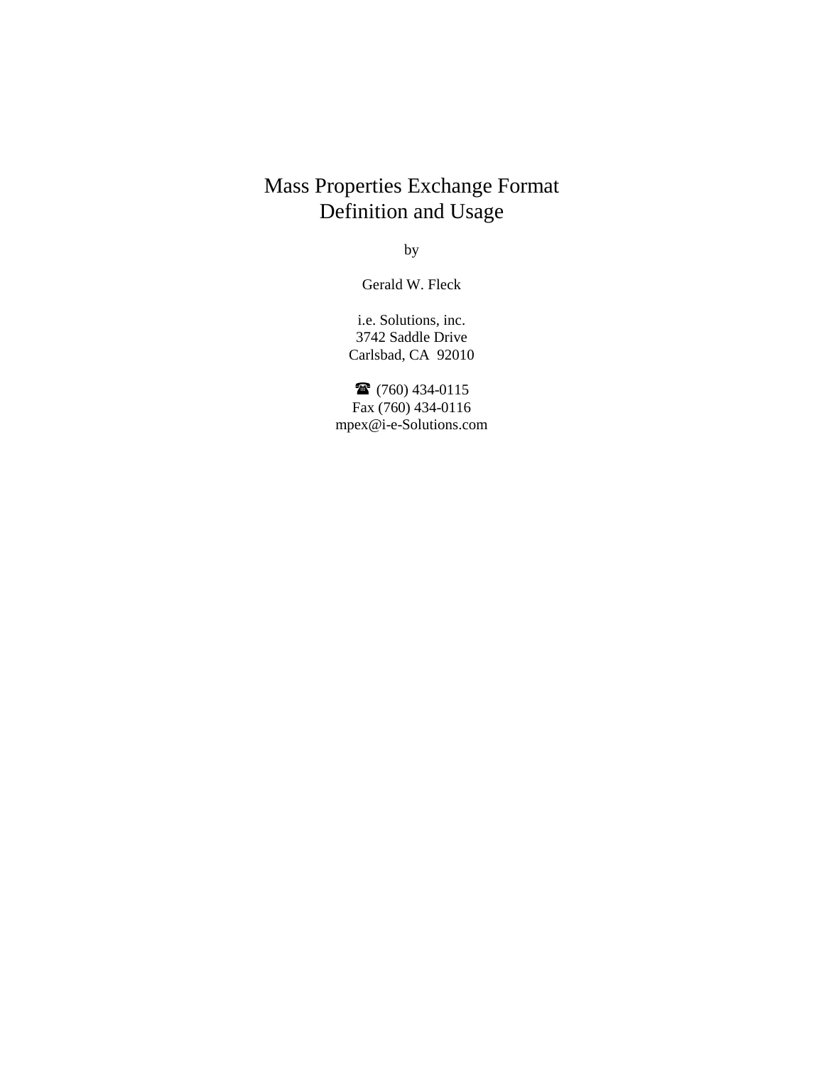# Mass Properties Exchange Format
# Definition and Usage

by

Gerald W. Fleck

i.e. Solutions, inc.
3742 Saddle Drive
Carlsbad, CA 92010

☎ (760) 434-0115
Fax (760) 434-0116
mpex@i-e-Solutions.com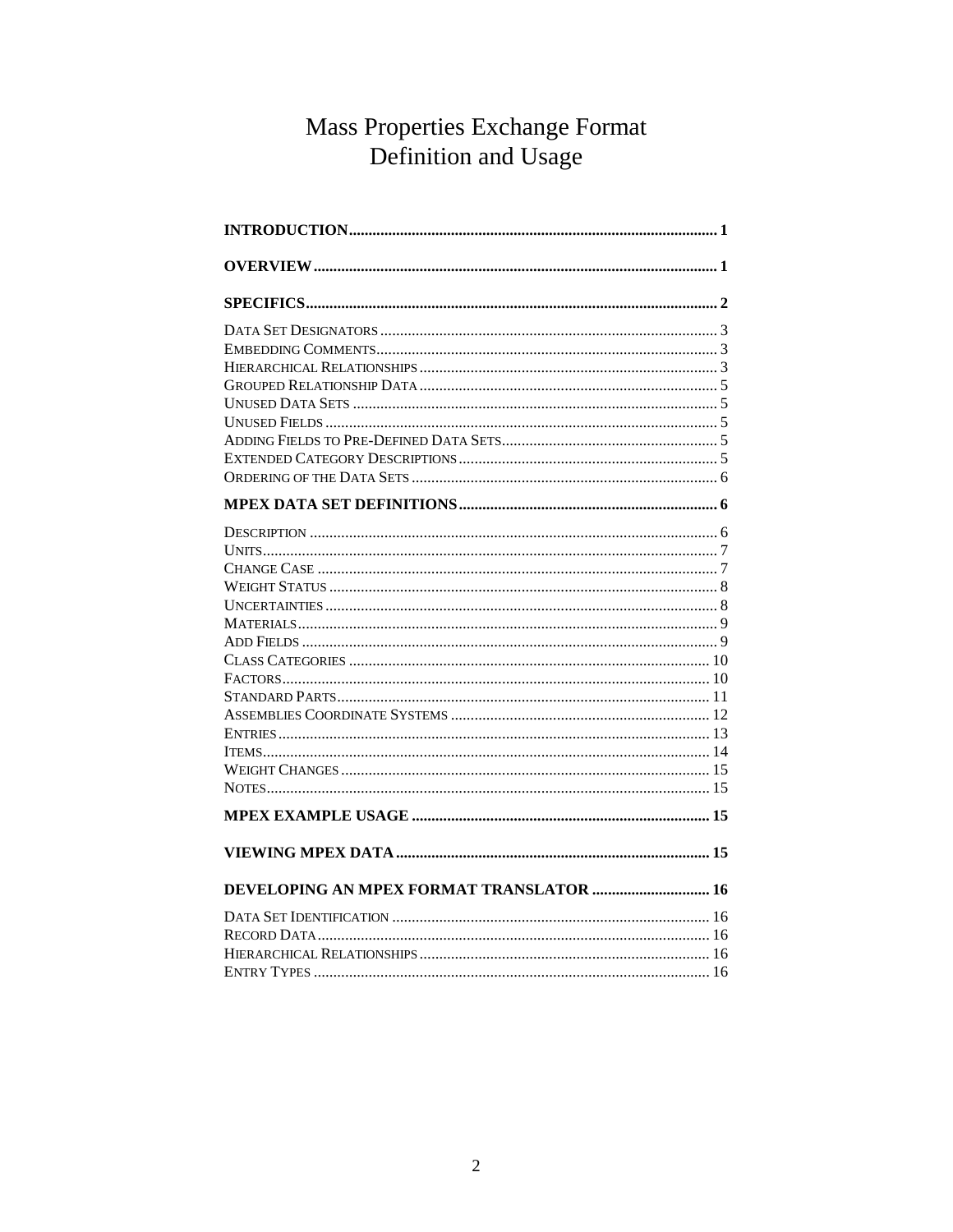# Mass Properties Exchange Format
# Definition and Usage

**INTRODUCTION** .......... 1

**OVERVIEW** .......... 1

**SPECIFICS** .......... 2

- Data Set Designators .......... 3
- Embedding Comments .......... 3
- Hierarchical Relationships .......... 3
- Grouped Relationship Data .......... 5
- Unused Data Sets .......... 5
- Unused Fields .......... 5
- Adding Fields to Pre-Defined Data Sets .......... 5
- Extended Category Descriptions .......... 5
- Ordering of the Data Sets .......... 6

**MPEX DATA SET DEFINITIONS** .......... 6

- Description .......... 6
- Units .......... 7
- Change Case .......... 7
- Weight Status .......... 8
- Uncertainties .......... 8
- Materials .......... 9
- Add Fields .......... 9
- Class Categories .......... 10
- Factors .......... 10
- Standard Parts .......... 11
- Assemblies Coordinate Systems .......... 12
- Entries .......... 13
- Items .......... 14
- Weight Changes .......... 15
- Notes .......... 15

**MPEX EXAMPLE USAGE** .......... 15

**VIEWING MPEX DATA** .......... 15

**DEVELOPING AN MPEX FORMAT TRANSLATOR** .......... 16

- Data Set Identification .......... 16
- Record Data .......... 16
- Hierarchical Relationships .......... 16
- Entry Types .......... 16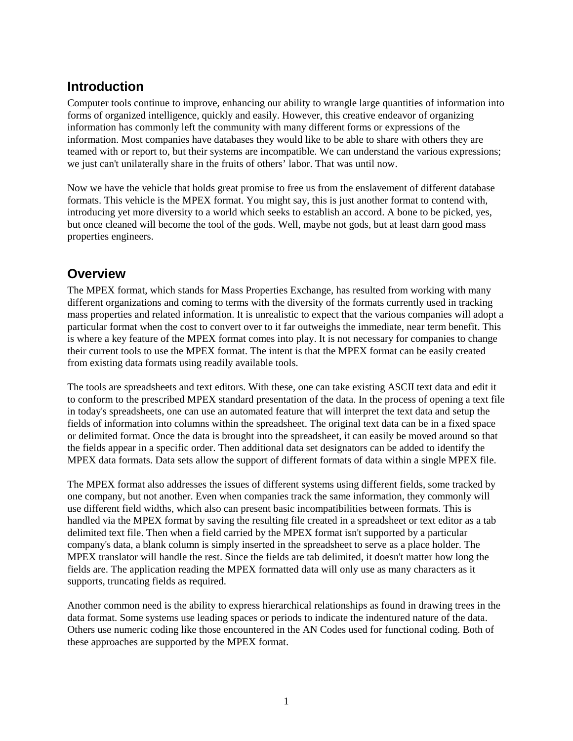## Introduction

Computer tools continue to improve, enhancing our ability to wrangle large quantities of information into forms of organized intelligence, quickly and easily. However, this creative endeavor of organizing information has commonly left the community with many different forms or expressions of the information. Most companies have databases they would like to be able to share with others they are teamed with or report to, but their systems are incompatible. We can understand the various expressions; we just can't unilaterally share in the fruits of others' labor. That was until now.

Now we have the vehicle that holds great promise to free us from the enslavement of different database formats. This vehicle is the MPEX format. You might say, this is just another format to contend with, introducing yet more diversity to a world which seeks to establish an accord. A bone to be picked, yes, but once cleaned will become the tool of the gods. Well, maybe not gods, but at least darn good mass properties engineers.

## Overview

The MPEX format, which stands for Mass Properties Exchange, has resulted from working with many different organizations and coming to terms with the diversity of the formats currently used in tracking mass properties and related information. It is unrealistic to expect that the various companies will adopt a particular format when the cost to convert over to it far outweighs the immediate, near term benefit. This is where a key feature of the MPEX format comes into play. It is not necessary for companies to change their current tools to use the MPEX format. The intent is that the MPEX format can be easily created from existing data formats using readily available tools.

The tools are spreadsheets and text editors. With these, one can take existing ASCII text data and edit it to conform to the prescribed MPEX standard presentation of the data. In the process of opening a text file in today's spreadsheets, one can use an automated feature that will interpret the text data and setup the fields of information into columns within the spreadsheet. The original text data can be in a fixed space or delimited format. Once the data is brought into the spreadsheet, it can easily be moved around so that the fields appear in a specific order. Then additional data set designators can be added to identify the MPEX data formats. Data sets allow the support of different formats of data within a single MPEX file.

The MPEX format also addresses the issues of different systems using different fields, some tracked by one company, but not another. Even when companies track the same information, they commonly will use different field widths, which also can present basic incompatibilities between formats. This is handled via the MPEX format by saving the resulting file created in a spreadsheet or text editor as a tab delimited text file. Then when a field carried by the MPEX format isn't supported by a particular company's data, a blank column is simply inserted in the spreadsheet to serve as a place holder. The MPEX translator will handle the rest. Since the fields are tab delimited, it doesn't matter how long the fields are. The application reading the MPEX formatted data will only use as many characters as it supports, truncating fields as required.

Another common need is the ability to express hierarchical relationships as found in drawing trees in the data format. Some systems use leading spaces or periods to indicate the indentured nature of the data. Others use numeric coding like those encountered in the AN Codes used for functional coding. Both of these approaches are supported by the MPEX format.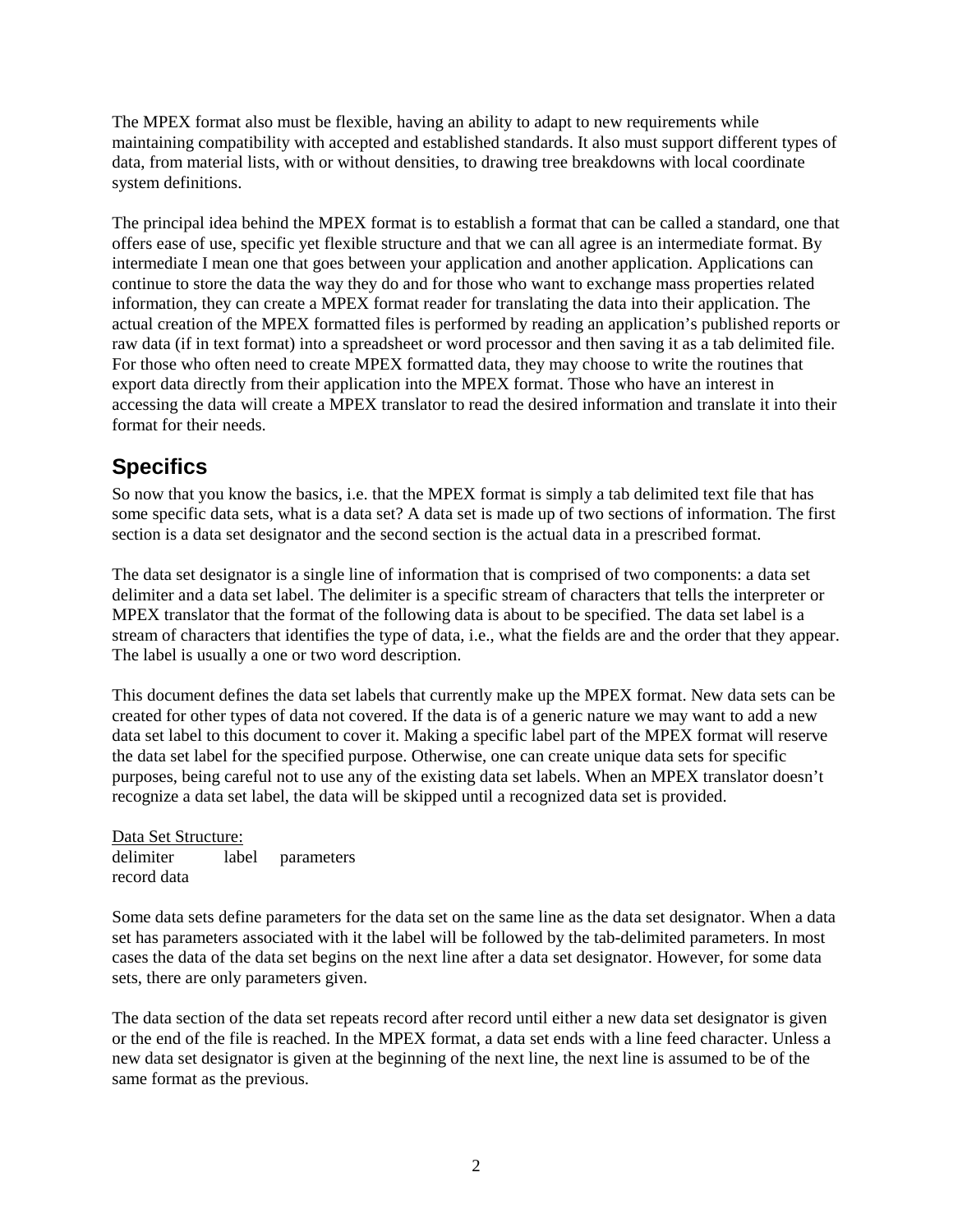The MPEX format also must be flexible, having an ability to adapt to new requirements while maintaining compatibility with accepted and established standards. It also must support different types of data, from material lists, with or without densities, to drawing tree breakdowns with local coordinate system definitions.

The principal idea behind the MPEX format is to establish a format that can be called a standard, one that offers ease of use, specific yet flexible structure and that we can all agree is an intermediate format. By intermediate I mean one that goes between your application and another application. Applications can continue to store the data the way they do and for those who want to exchange mass properties related information, they can create a MPEX format reader for translating the data into their application. The actual creation of the MPEX formatted files is performed by reading an application's published reports or raw data (if in text format) into a spreadsheet or word processor and then saving it as a tab delimited file. For those who often need to create MPEX formatted data, they may choose to write the routines that export data directly from their application into the MPEX format. Those who have an interest in accessing the data will create a MPEX translator to read the desired information and translate it into their format for their needs.

## Specifics

So now that you know the basics, i.e. that the MPEX format is simply a tab delimited text file that has some specific data sets, what is a data set? A data set is made up of two sections of information. The first section is a data set designator and the second section is the actual data in a prescribed format.

The data set designator is a single line of information that is comprised of two components: a data set delimiter and a data set label. The delimiter is a specific stream of characters that tells the interpreter or MPEX translator that the format of the following data is about to be specified. The data set label is a stream of characters that identifies the type of data, i.e., what the fields are and the order that they appear. The label is usually a one or two word description.

This document defines the data set labels that currently make up the MPEX format. New data sets can be created for other types of data not covered. If the data is of a generic nature we may want to add a new data set label to this document to cover it. Making a specific label part of the MPEX format will reserve the data set label for the specified purpose. Otherwise, one can create unique data sets for specific purposes, being careful not to use any of the existing data set labels. When an MPEX translator doesn't recognize a data set label, the data will be skipped until a recognized data set is provided.

Data Set Structure:

```
delimiter	label	parameters
record data
```

Some data sets define parameters for the data set on the same line as the data set designator. When a data set has parameters associated with it the label will be followed by the tab-delimited parameters. In most cases the data of the data set begins on the next line after a data set designator. However, for some data sets, there are only parameters given.

The data section of the data set repeats record after record until either a new data set designator is given or the end of the file is reached. In the MPEX format, a data set ends with a line feed character. Unless a new data set designator is given at the beginning of the next line, the next line is assumed to be of the same format as the previous.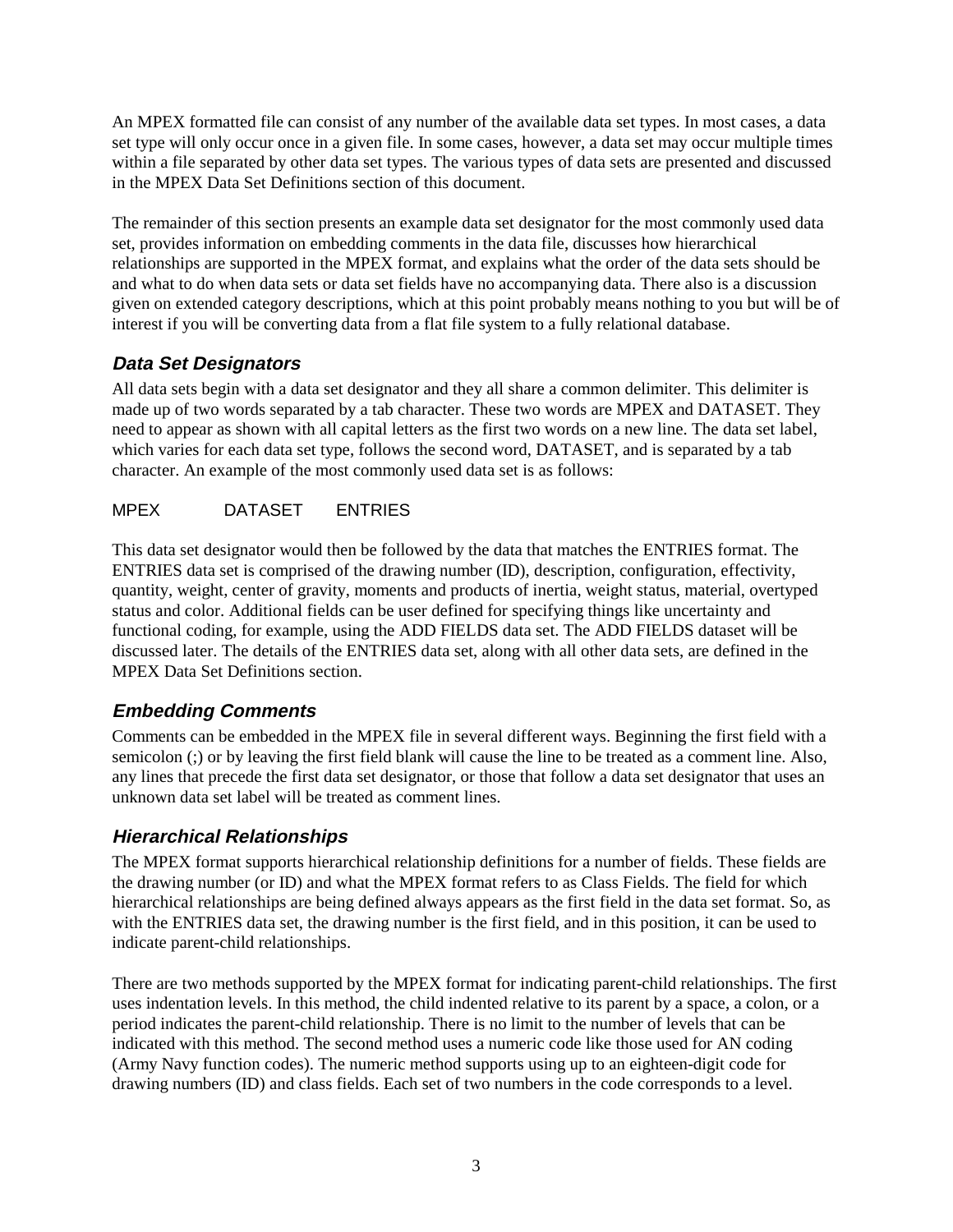An MPEX formatted file can consist of any number of the available data set types. In most cases, a data set type will only occur once in a given file. In some cases, however, a data set may occur multiple times within a file separated by other data set types. The various types of data sets are presented and discussed in the MPEX Data Set Definitions section of this document.

The remainder of this section presents an example data set designator for the most commonly used data set, provides information on embedding comments in the data file, discusses how hierarchical relationships are supported in the MPEX format, and explains what the order of the data sets should be and what to do when data sets or data set fields have no accompanying data. There also is a discussion given on extended category descriptions, which at this point probably means nothing to you but will be of interest if you will be converting data from a flat file system to a fully relational database.

### *Data Set Designators*

All data sets begin with a data set designator and they all share a common delimiter. This delimiter is made up of two words separated by a tab character. These two words are MPEX and DATASET. They need to appear as shown with all capital letters as the first two words on a new line. The data set label, which varies for each data set type, follows the second word, DATASET, and is separated by a tab character. An example of the most commonly used data set is as follows:

```
MPEX	DATASET	ENTRIES
```

This data set designator would then be followed by the data that matches the ENTRIES format. The ENTRIES data set is comprised of the drawing number (ID), description, configuration, effectivity, quantity, weight, center of gravity, moments and products of inertia, weight status, material, overtyped status and color. Additional fields can be user defined for specifying things like uncertainty and functional coding, for example, using the ADD FIELDS data set. The ADD FIELDS dataset will be discussed later. The details of the ENTRIES data set, along with all other data sets, are defined in the MPEX Data Set Definitions section.

### *Embedding Comments*

Comments can be embedded in the MPEX file in several different ways. Beginning the first field with a semicolon (;) or by leaving the first field blank will cause the line to be treated as a comment line. Also, any lines that precede the first data set designator, or those that follow a data set designator that uses an unknown data set label will be treated as comment lines.

### *Hierarchical Relationships*

The MPEX format supports hierarchical relationship definitions for a number of fields. These fields are the drawing number (or ID) and what the MPEX format refers to as Class Fields. The field for which hierarchical relationships are being defined always appears as the first field in the data set format. So, as with the ENTRIES data set, the drawing number is the first field, and in this position, it can be used to indicate parent-child relationships.

There are two methods supported by the MPEX format for indicating parent-child relationships. The first uses indentation levels. In this method, the child indented relative to its parent by a space, a colon, or a period indicates the parent-child relationship. There is no limit to the number of levels that can be indicated with this method. The second method uses a numeric code like those used for AN coding (Army Navy function codes). The numeric method supports using up to an eighteen-digit code for drawing numbers (ID) and class fields. Each set of two numbers in the code corresponds to a level.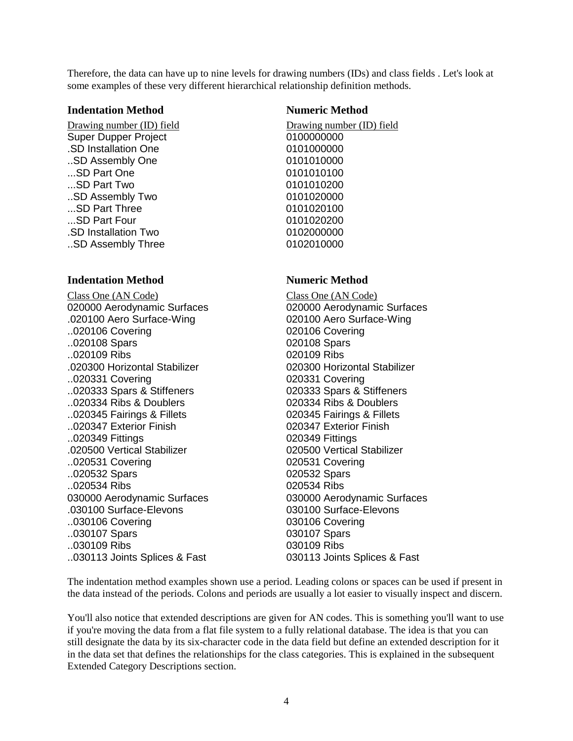Therefore, the data can have up to nine levels for drawing numbers (IDs) and class fields . Let's look at some examples of these very different hierarchical relationship definition methods.

| **Indentation Method** | **Numeric Method** |
| --- | --- |
| Drawing number (ID) field | Drawing number (ID) field |
| Super Dupper Project | 0100000000 |
| .SD Installation One | 0101000000 |
| ..SD Assembly One | 0101010000 |
| ...SD Part One | 0101010100 |
| ...SD Part Two | 0101010200 |
| ..SD Assembly Two | 0101020000 |
| ...SD Part Three | 0101020100 |
| ...SD Part Four | 0101020200 |
| .SD Installation Two | 0102000000 |
| ..SD Assembly Three | 0102010000 |

| **Indentation Method** | **Numeric Method** |
| --- | --- |
| Class One (AN Code) | Class One (AN Code) |
| 020000 Aerodynamic Surfaces | 020000 Aerodynamic Surfaces |
| .020100 Aero Surface-Wing | 020100 Aero Surface-Wing |
| ..020106 Covering | 020106 Covering |
| ..020108 Spars | 020108 Spars |
| ..020109 Ribs | 020109 Ribs |
| .020300 Horizontal Stabilizer | 020300 Horizontal Stabilizer |
| ..020331 Covering | 020331 Covering |
| ..020333 Spars & Stiffeners | 020333 Spars & Stiffeners |
| ..020334 Ribs & Doublers | 020334 Ribs & Doublers |
| ..020345 Fairings & Fillets | 020345 Fairings & Fillets |
| ..020347 Exterior Finish | 020347 Exterior Finish |
| ..020349 Fittings | 020349 Fittings |
| .020500 Vertical Stabilizer | 020500 Vertical Stabilizer |
| ..020531 Covering | 020531 Covering |
| ..020532 Spars | 020532 Spars |
| ..020534 Ribs | 020534 Ribs |
| 030000 Aerodynamic Surfaces | 030000 Aerodynamic Surfaces |
| .030100 Surface-Elevons | 030100 Surface-Elevons |
| ..030106 Covering | 030106 Covering |
| ..030107 Spars | 030107 Spars |
| ..030109 Ribs | 030109 Ribs |
| ..030113 Joints Splices & Fast | 030113 Joints Splices & Fast |

The indentation method examples shown use a period. Leading colons or spaces can be used if present in the data instead of the periods. Colons and periods are usually a lot easier to visually inspect and discern.

You'll also notice that extended descriptions are given for AN codes. This is something you'll want to use if you're moving the data from a flat file system to a fully relational database. The idea is that you can still designate the data by its six-character code in the data field but define an extended description for it in the data set that defines the relationships for the class categories. This is explained in the subsequent Extended Category Descriptions section.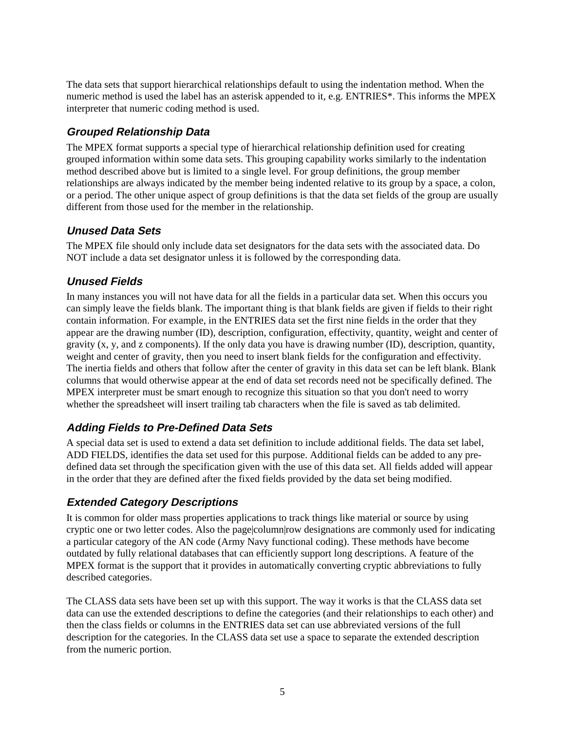The data sets that support hierarchical relationships default to using the indentation method. When the numeric method is used the label has an asterisk appended to it, e.g. ENTRIES*. This informs the MPEX interpreter that numeric coding method is used.

### *Grouped Relationship Data*

The MPEX format supports a special type of hierarchical relationship definition used for creating grouped information within some data sets. This grouping capability works similarly to the indentation method described above but is limited to a single level. For group definitions, the group member relationships are always indicated by the member being indented relative to its group by a space, a colon, or a period. The other unique aspect of group definitions is that the data set fields of the group are usually different from those used for the member in the relationship.

### *Unused Data Sets*

The MPEX file should only include data set designators for the data sets with the associated data. Do NOT include a data set designator unless it is followed by the corresponding data.

### *Unused Fields*

In many instances you will not have data for all the fields in a particular data set. When this occurs you can simply leave the fields blank. The important thing is that blank fields are given if fields to their right contain information. For example, in the ENTRIES data set the first nine fields in the order that they appear are the drawing number (ID), description, configuration, effectivity, quantity, weight and center of gravity (x, y, and z components). If the only data you have is drawing number (ID), description, quantity, weight and center of gravity, then you need to insert blank fields for the configuration and effectivity. The inertia fields and others that follow after the center of gravity in this data set can be left blank. Blank columns that would otherwise appear at the end of data set records need not be specifically defined. The MPEX interpreter must be smart enough to recognize this situation so that you don't need to worry whether the spreadsheet will insert trailing tab characters when the file is saved as tab delimited.

### *Adding Fields to Pre-Defined Data Sets*

A special data set is used to extend a data set definition to include additional fields. The data set label, ADD FIELDS, identifies the data set used for this purpose. Additional fields can be added to any pre-defined data set through the specification given with the use of this data set. All fields added will appear in the order that they are defined after the fixed fields provided by the data set being modified.

### *Extended Category Descriptions*

It is common for older mass properties applications to track things like material or source by using cryptic one or two letter codes. Also the page|column|row designations are commonly used for indicating a particular category of the AN code (Army Navy functional coding). These methods have become outdated by fully relational databases that can efficiently support long descriptions. A feature of the MPEX format is the support that it provides in automatically converting cryptic abbreviations to fully described categories.

The CLASS data sets have been set up with this support. The way it works is that the CLASS data set data can use the extended descriptions to define the categories (and their relationships to each other) and then the class fields or columns in the ENTRIES data set can use abbreviated versions of the full description for the categories. In the CLASS data set use a space to separate the extended description from the numeric portion.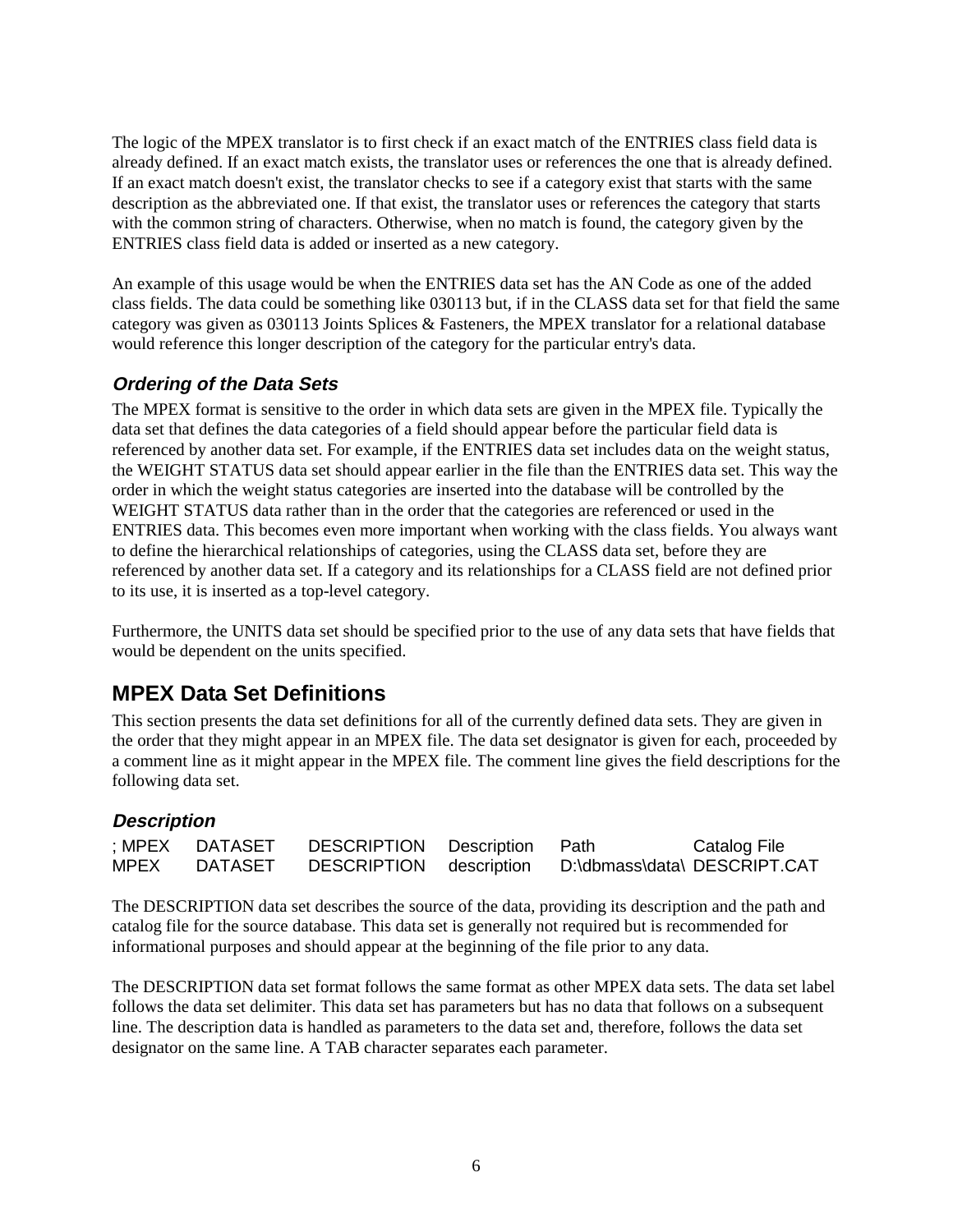The logic of the MPEX translator is to first check if an exact match of the ENTRIES class field data is already defined. If an exact match exists, the translator uses or references the one that is already defined. If an exact match doesn't exist, the translator checks to see if a category exist that starts with the same description as the abbreviated one. If that exist, the translator uses or references the category that starts with the common string of characters. Otherwise, when no match is found, the category given by the ENTRIES class field data is added or inserted as a new category.

An example of this usage would be when the ENTRIES data set has the AN Code as one of the added class fields. The data could be something like 030113 but, if in the CLASS data set for that field the same category was given as 030113 Joints Splices & Fasteners, the MPEX translator for a relational database would reference this longer description of the category for the particular entry's data.

### *Ordering of the Data Sets*

The MPEX format is sensitive to the order in which data sets are given in the MPEX file. Typically the data set that defines the data categories of a field should appear before the particular field data is referenced by another data set. For example, if the ENTRIES data set includes data on the weight status, the WEIGHT STATUS data set should appear earlier in the file than the ENTRIES data set. This way the order in which the weight status categories are inserted into the database will be controlled by the WEIGHT STATUS data rather than in the order that the categories are referenced or used in the ENTRIES data. This becomes even more important when working with the class fields. You always want to define the hierarchical relationships of categories, using the CLASS data set, before they are referenced by another data set. If a category and its relationships for a CLASS field are not defined prior to its use, it is inserted as a top-level category.

Furthermore, the UNITS data set should be specified prior to the use of any data sets that have fields that would be dependent on the units specified.

## MPEX Data Set Definitions

This section presents the data set definitions for all of the currently defined data sets. They are given in the order that they might appear in an MPEX file. The data set designator is given for each, proceeded by a comment line as it might appear in the MPEX file. The comment line gives the field descriptions for the following data set.

### *Description*

```
; MPEX	DATASET	DESCRIPTION	Description	Path	Catalog File
MPEX	DATASET	DESCRIPTION	description	D:\dbmass\data\	DESCRIPT.CAT
```

The DESCRIPTION data set describes the source of the data, providing its description and the path and catalog file for the source database. This data set is generally not required but is recommended for informational purposes and should appear at the beginning of the file prior to any data.

The DESCRIPTION data set format follows the same format as other MPEX data sets. The data set label follows the data set delimiter. This data set has parameters but has no data that follows on a subsequent line. The description data is handled as parameters to the data set and, therefore, follows the data set designator on the same line. A TAB character separates each parameter.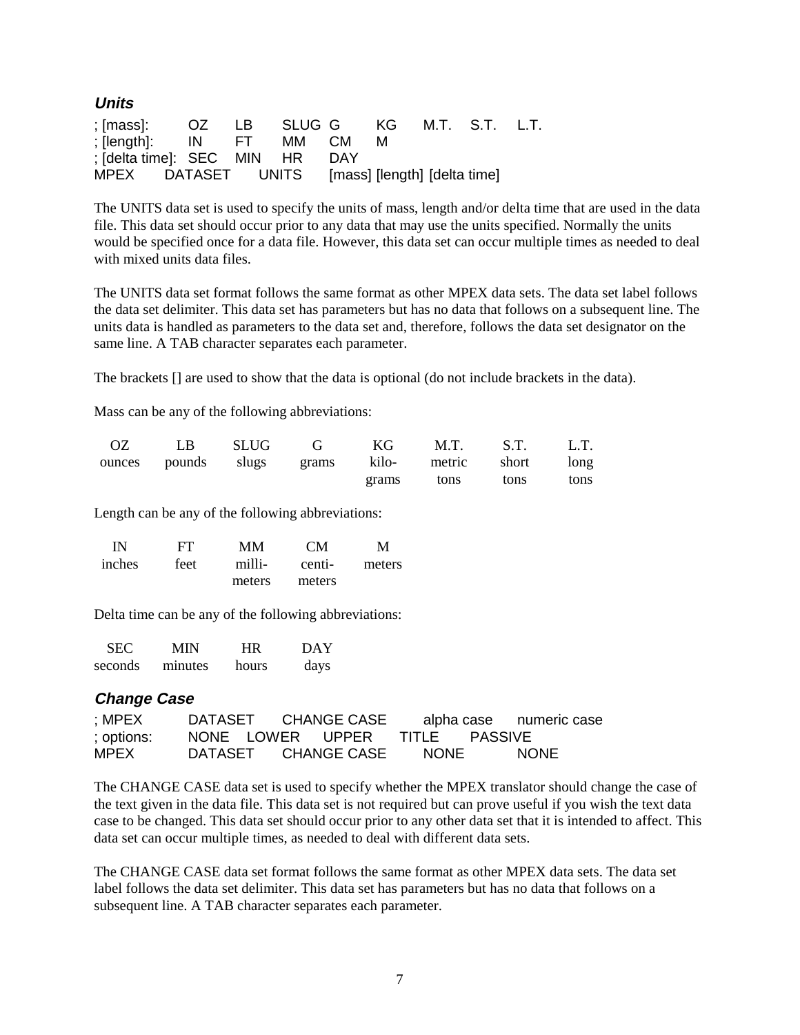### *Units*

```
; [mass]:        OZ    LB    SLUG  G     KG    M.T.  S.T.  L.T.
; [length]:      IN    FT    MM    CM    M
; [delta time]:  SEC   MIN   HR    DAY
MPEX    DATASET    UNITS    [mass] [length] [delta time]
```

The UNITS data set is used to specify the units of mass, length and/or delta time that are used in the data file. This data set should occur prior to any data that may use the units specified. Normally the units would be specified once for a data file. However, this data set can occur multiple times as needed to deal with mixed units data files.

The UNITS data set format follows the same format as other MPEX data sets. The data set label follows the data set delimiter. This data set has parameters but has no data that follows on a subsequent line. The units data is handled as parameters to the data set and, therefore, follows the data set designator on the same line. A TAB character separates each parameter.

The brackets [] are used to show that the data is optional (do not include brackets in the data).

Mass can be any of the following abbreviations:

| OZ | LB | SLUG | G | KG | M.T. | S.T. | L.T. |
|---|---|---|---|---|---|---|---|
| ounces | pounds | slugs | grams | kilo-grams | metric tons | short tons | long tons |

Length can be any of the following abbreviations:

| IN | FT | MM | CM | M |
|---|---|---|---|---|
| inches | feet | milli-meters | centi-meters | meters |

Delta time can be any of the following abbreviations:

| SEC | MIN | HR | DAY |
|---|---|---|---|
| seconds | minutes | hours | days |

### *Change Case*

```
; MPEX       DATASET    CHANGE CASE    alpha case    numeric case
; options:   NONE   LOWER   UPPER   TITLE   PASSIVE
MPEX         DATASET    CHANGE CASE    NONE          NONE
```

The CHANGE CASE data set is used to specify whether the MPEX translator should change the case of the text given in the data file. This data set is not required but can prove useful if you wish the text data case to be changed. This data set should occur prior to any other data set that it is intended to affect. This data set can occur multiple times, as needed to deal with different data sets.

The CHANGE CASE data set format follows the same format as other MPEX data sets. The data set label follows the data set delimiter. This data set has parameters but has no data that follows on a subsequent line. A TAB character separates each parameter.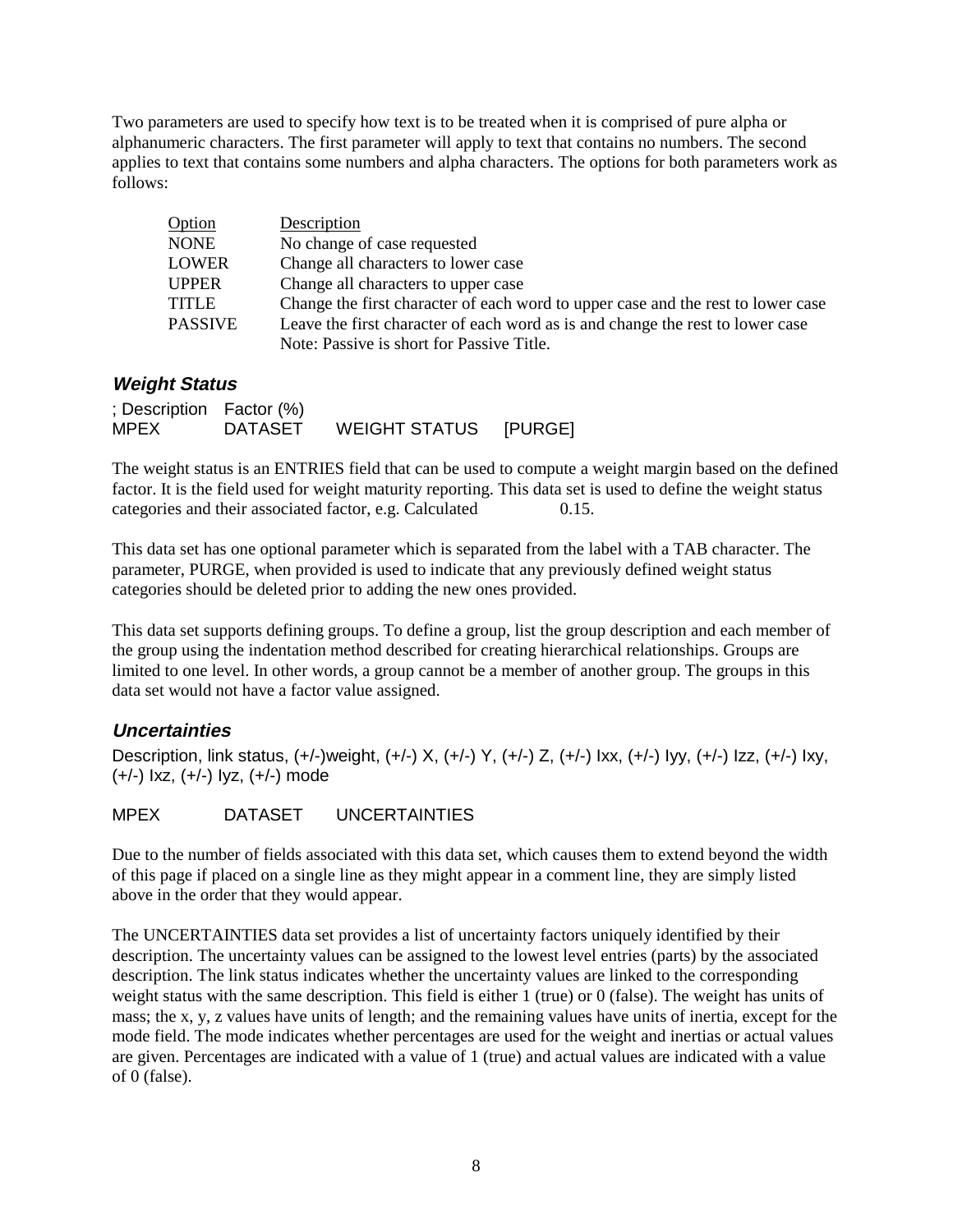Two parameters are used to specify how text is to be treated when it is comprised of pure alpha or alphanumeric characters. The first parameter will apply to text that contains no numbers. The second applies to text that contains some numbers and alpha characters. The options for both parameters work as follows:

| Option | Description |
| --- | --- |
| NONE | No change of case requested |
| LOWER | Change all characters to lower case |
| UPPER | Change all characters to upper case |
| TITLE | Change the first character of each word to upper case and the rest to lower case |
| PASSIVE | Leave the first character of each word as is and change the rest to lower case<br>Note: Passive is short for Passive Title. |

### *Weight Status*

```
; Description   Factor (%)
MPEX            DATASET     WEIGHT STATUS   [PURGE]
```

The weight status is an ENTRIES field that can be used to compute a weight margin based on the defined factor. It is the field used for weight maturity reporting. This data set is used to define the weight status categories and their associated factor, e.g. Calculated 0.15.

This data set has one optional parameter which is separated from the label with a TAB character. The parameter, PURGE, when provided is used to indicate that any previously defined weight status categories should be deleted prior to adding the new ones provided.

This data set supports defining groups. To define a group, list the group description and each member of the group using the indentation method described for creating hierarchical relationships. Groups are limited to one level. In other words, a group cannot be a member of another group. The groups in this data set would not have a factor value assigned.

### *Uncertainties*

Description, link status, (+/-)weight, (+/-) X, (+/-) Y, (+/-) Z, (+/-) Ixx, (+/-) Iyy, (+/-) Izz, (+/-) Ixy, (+/-) Ixz, (+/-) Iyz, (+/-) mode

```
MPEX            DATASET     UNCERTAINTIES
```

Due to the number of fields associated with this data set, which causes them to extend beyond the width of this page if placed on a single line as they might appear in a comment line, they are simply listed above in the order that they would appear.

The UNCERTAINTIES data set provides a list of uncertainty factors uniquely identified by their description. The uncertainty values can be assigned to the lowest level entries (parts) by the associated description. The link status indicates whether the uncertainty values are linked to the corresponding weight status with the same description. This field is either 1 (true) or 0 (false). The weight has units of mass; the x, y, z values have units of length; and the remaining values have units of inertia, except for the mode field. The mode indicates whether percentages are used for the weight and inertias or actual values are given. Percentages are indicated with a value of 1 (true) and actual values are indicated with a value of 0 (false).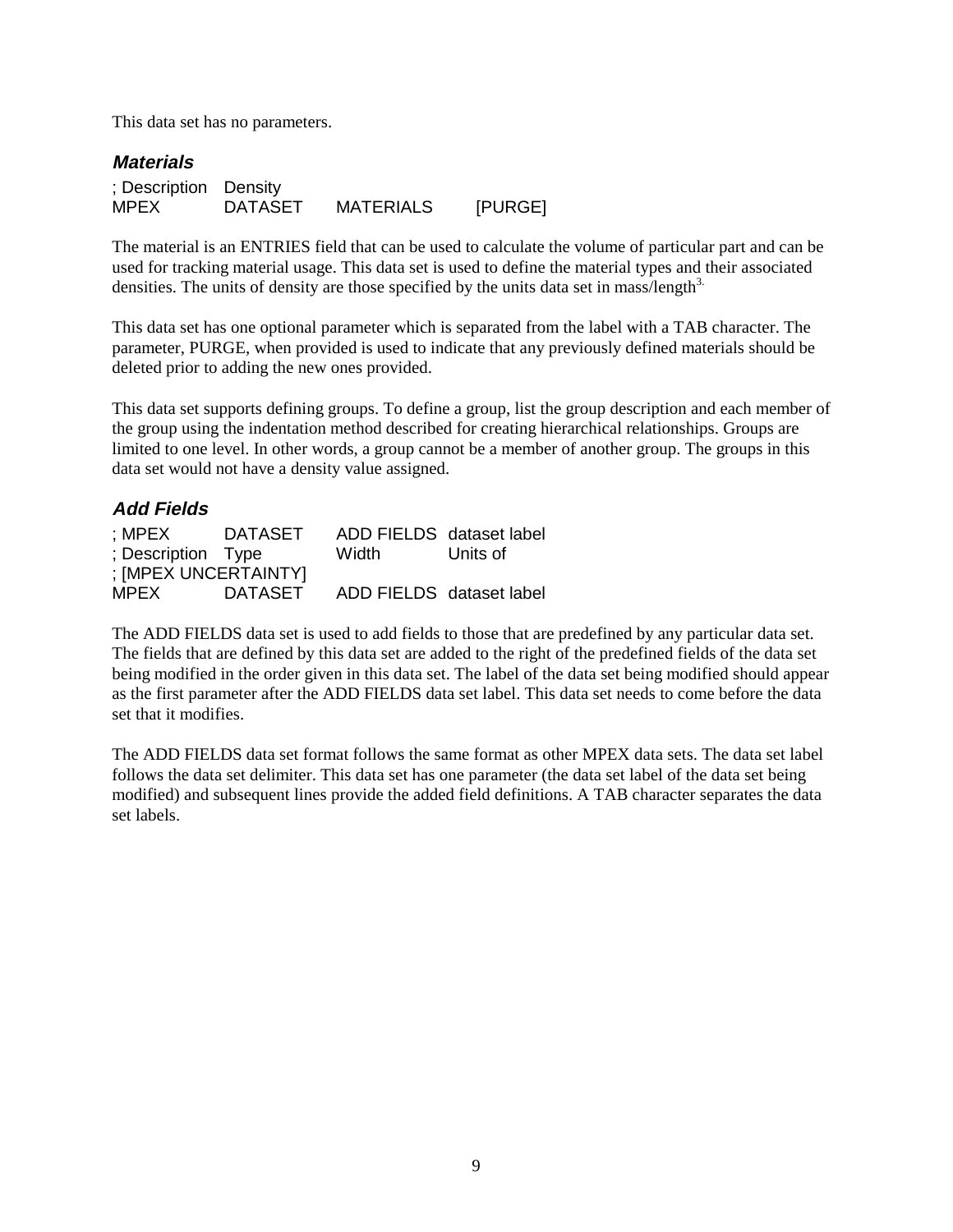This data set has no parameters.

### *Materials*

```
; Description	Density
MPEX	DATASET	MATERIALS	[PURGE]
```

The material is an ENTRIES field that can be used to calculate the volume of particular part and can be used for tracking material usage. This data set is used to define the material types and their associated densities. The units of density are those specified by the units data set in mass/length[3.]

This data set has one optional parameter which is separated from the label with a TAB character. The parameter, PURGE, when provided is used to indicate that any previously defined materials should be deleted prior to adding the new ones provided.

This data set supports defining groups. To define a group, list the group description and each member of the group using the indentation method described for creating hierarchical relationships. Groups are limited to one level. In other words, a group cannot be a member of another group. The groups in this data set would not have a density value assigned.

### *Add Fields*

```
; MPEX	DATASET	ADD FIELDS	dataset label
; Description	Type	Width	Units of
; [MPEX UNCERTAINTY]
MPEX	DATASET	ADD FIELDS	dataset label
```

The ADD FIELDS data set is used to add fields to those that are predefined by any particular data set. The fields that are defined by this data set are added to the right of the predefined fields of the data set being modified in the order given in this data set. The label of the data set being modified should appear as the first parameter after the ADD FIELDS data set label. This data set needs to come before the data set that it modifies.

The ADD FIELDS data set format follows the same format as other MPEX data sets. The data set label follows the data set delimiter. This data set has one parameter (the data set label of the data set being modified) and subsequent lines provide the added field definitions. A TAB character separates the data set labels.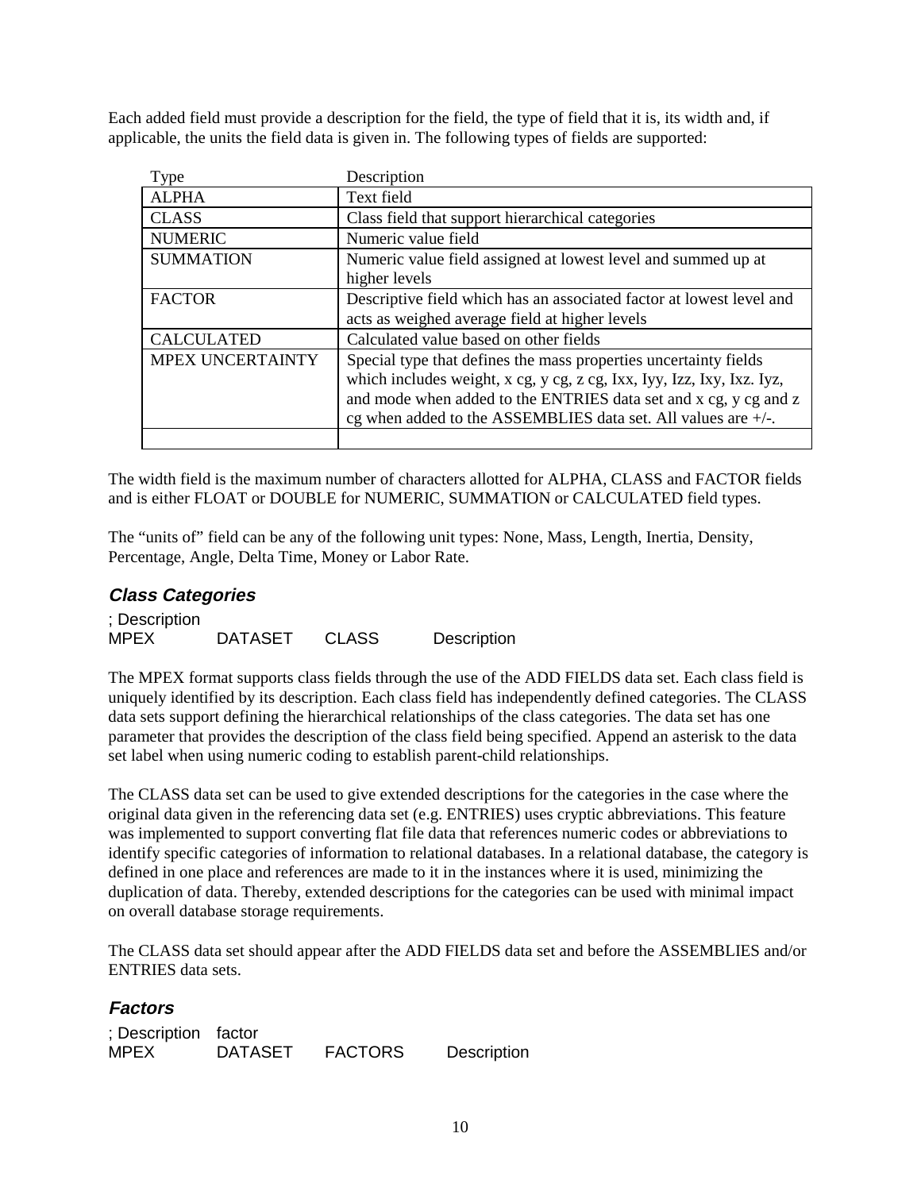Each added field must provide a description for the field, the type of field that it is, its width and, if applicable, the units the field data is given in. The following types of fields are supported:

| Type | Description |
| --- | --- |
| ALPHA | Text field |
| CLASS | Class field that support hierarchical categories |
| NUMERIC | Numeric value field |
| SUMMATION | Numeric value field assigned at lowest level and summed up at higher levels |
| FACTOR | Descriptive field which has an associated factor at lowest level and acts as weighed average field at higher levels |
| CALCULATED | Calculated value based on other fields |
| MPEX UNCERTAINTY | Special type that defines the mass properties uncertainty fields which includes weight, x cg, y cg, z cg, Ixx, Iyy, Izz, Ixy, Ixz. Iyz, and mode when added to the ENTRIES data set and x cg, y cg and z cg when added to the ASSEMBLIES data set. All values are +/-. |
| | |

The width field is the maximum number of characters allotted for ALPHA, CLASS and FACTOR fields and is either FLOAT or DOUBLE for NUMERIC, SUMMATION or CALCULATED field types.

The “units of” field can be any of the following unit types: None, Mass, Length, Inertia, Density, Percentage, Angle, Delta Time, Money or Labor Rate.

### Class Categories

```
; Description
MPEX        DATASET     CLASS       Description
```

The MPEX format supports class fields through the use of the ADD FIELDS data set. Each class field is uniquely identified by its description. Each class field has independently defined categories. The CLASS data sets support defining the hierarchical relationships of the class categories. The data set has one parameter that provides the description of the class field being specified. Append an asterisk to the data set label when using numeric coding to establish parent-child relationships.

The CLASS data set can be used to give extended descriptions for the categories in the case where the original data given in the referencing data set (e.g. ENTRIES) uses cryptic abbreviations. This feature was implemented to support converting flat file data that references numeric codes or abbreviations to identify specific categories of information to relational databases. In a relational database, the category is defined in one place and references are made to it in the instances where it is used, minimizing the duplication of data. Thereby, extended descriptions for the categories can be used with minimal impact on overall database storage requirements.

The CLASS data set should appear after the ADD FIELDS data set and before the ASSEMBLIES and/or ENTRIES data sets.

### Factors

```
; Description   factor
MPEX            DATASET     FACTORS     Description
```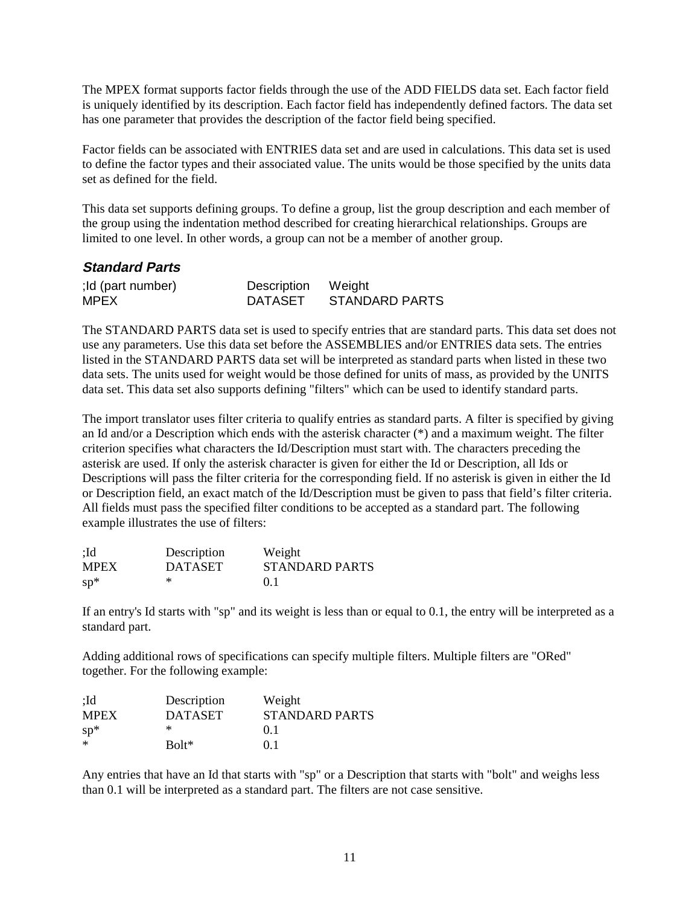The MPEX format supports factor fields through the use of the ADD FIELDS data set. Each factor field is uniquely identified by its description. Each factor field has independently defined factors. The data set has one parameter that provides the description of the factor field being specified.

Factor fields can be associated with ENTRIES data set and are used in calculations. This data set is used to define the factor types and their associated value. The units would be those specified by the units data set as defined for the field.

This data set supports defining groups. To define a group, list the group description and each member of the group using the indentation method described for creating hierarchical relationships. Groups are limited to one level. In other words, a group can not be a member of another group.

### *Standard Parts*

```
;Id (part number)       Description    Weight
MPEX                    DATASET        STANDARD PARTS
```

The STANDARD PARTS data set is used to specify entries that are standard parts. This data set does not use any parameters. Use this data set before the ASSEMBLIES and/or ENTRIES data sets. The entries listed in the STANDARD PARTS data set will be interpreted as standard parts when listed in these two data sets. The units used for weight would be those defined for units of mass, as provided by the UNITS data set. This data set also supports defining "filters" which can be used to identify standard parts.

The import translator uses filter criteria to qualify entries as standard parts. A filter is specified by giving an Id and/or a Description which ends with the asterisk character (*) and a maximum weight. The filter criterion specifies what characters the Id/Description must start with. The characters preceding the asterisk are used. If only the asterisk character is given for either the Id or Description, all Ids or Descriptions will pass the filter criteria for the corresponding field. If no asterisk is given in either the Id or Description field, an exact match of the Id/Description must be given to pass that field's filter criteria. All fields must pass the specified filter conditions to be accepted as a standard part. The following example illustrates the use of filters:

```
;Id       Description    Weight
MPEX      DATASET        STANDARD PARTS
sp*       *              0.1
```

If an entry's Id starts with "sp" and its weight is less than or equal to 0.1, the entry will be interpreted as a standard part.

Adding additional rows of specifications can specify multiple filters. Multiple filters are "ORed" together. For the following example:

```
;Id       Description    Weight
MPEX      DATASET        STANDARD PARTS
sp*       *              0.1
*         Bolt*          0.1
```

Any entries that have an Id that starts with "sp" or a Description that starts with "bolt" and weighs less than 0.1 will be interpreted as a standard part. The filters are not case sensitive.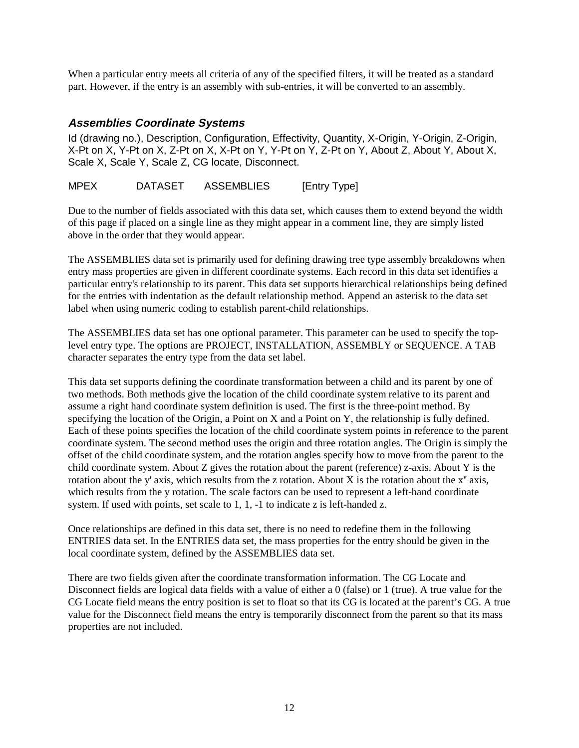When a particular entry meets all criteria of any of the specified filters, it will be treated as a standard part. However, if the entry is an assembly with sub-entries, it will be converted to an assembly.

### *Assemblies Coordinate Systems*

Id (drawing no.), Description, Configuration, Effectivity, Quantity, X-Origin, Y-Origin, Z-Origin, X-Pt on X, Y-Pt on X, Z-Pt on X, X-Pt on Y, Y-Pt on Y, Z-Pt on Y, About Z, About Y, About X, Scale X, Scale Y, Scale Z, CG locate, Disconnect.

MPEX DATASET ASSEMBLIES [Entry Type]

Due to the number of fields associated with this data set, which causes them to extend beyond the width of this page if placed on a single line as they might appear in a comment line, they are simply listed above in the order that they would appear.

The ASSEMBLIES data set is primarily used for defining drawing tree type assembly breakdowns when entry mass properties are given in different coordinate systems. Each record in this data set identifies a particular entry's relationship to its parent. This data set supports hierarchical relationships being defined for the entries with indentation as the default relationship method. Append an asterisk to the data set label when using numeric coding to establish parent-child relationships.

The ASSEMBLIES data set has one optional parameter. This parameter can be used to specify the top-level entry type. The options are PROJECT, INSTALLATION, ASSEMBLY or SEQUENCE. A TAB character separates the entry type from the data set label.

This data set supports defining the coordinate transformation between a child and its parent by one of two methods. Both methods give the location of the child coordinate system relative to its parent and assume a right hand coordinate system definition is used. The first is the three-point method. By specifying the location of the Origin, a Point on X and a Point on Y, the relationship is fully defined. Each of these points specifies the location of the child coordinate system points in reference to the parent coordinate system. The second method uses the origin and three rotation angles. The Origin is simply the offset of the child coordinate system, and the rotation angles specify how to move from the parent to the child coordinate system. About Z gives the rotation about the parent (reference) z-axis. About Y is the rotation about the y' axis, which results from the z rotation. About X is the rotation about the x'' axis, which results from the y rotation. The scale factors can be used to represent a left-hand coordinate system. If used with points, set scale to 1, 1, -1 to indicate z is left-handed z.

Once relationships are defined in this data set, there is no need to redefine them in the following ENTRIES data set. In the ENTRIES data set, the mass properties for the entry should be given in the local coordinate system, defined by the ASSEMBLIES data set.

There are two fields given after the coordinate transformation information. The CG Locate and Disconnect fields are logical data fields with a value of either a 0 (false) or 1 (true). A true value for the CG Locate field means the entry position is set to float so that its CG is located at the parent's CG. A true value for the Disconnect field means the entry is temporarily disconnect from the parent so that its mass properties are not included.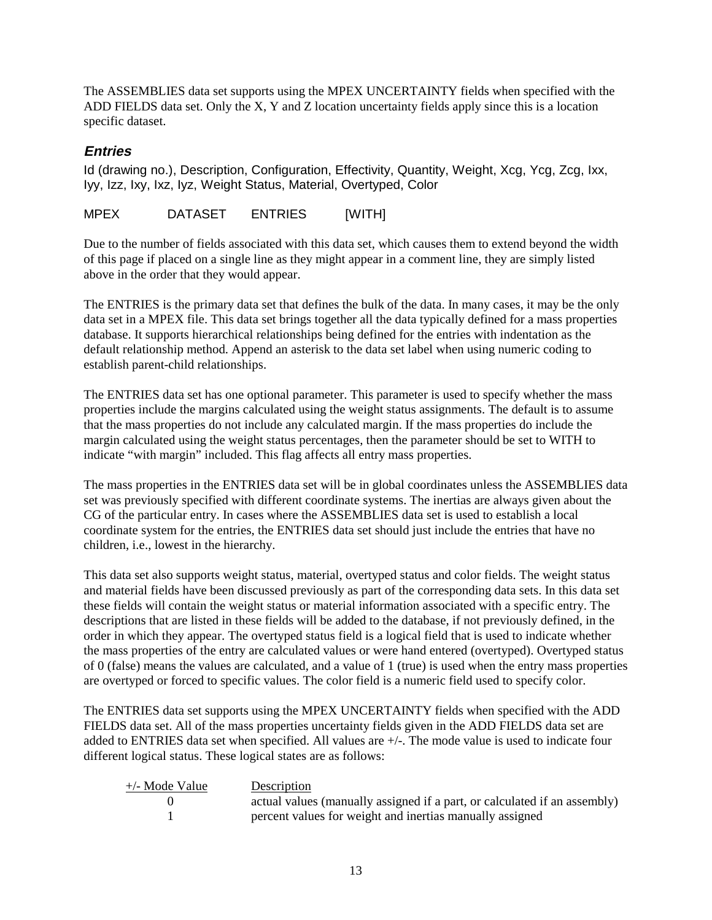The ASSEMBLIES data set supports using the MPEX UNCERTAINTY fields when specified with the ADD FIELDS data set. Only the X, Y and Z location uncertainty fields apply since this is a location specific dataset.

### *Entries*

Id (drawing no.), Description, Configuration, Effectivity, Quantity, Weight, Xcg, Ycg, Zcg, Ixx, Iyy, Izz, Ixy, Ixz, Iyz, Weight Status, Material, Overtyped, Color

```
MPEX        DATASET     ENTRIES      [WITH]
```

Due to the number of fields associated with this data set, which causes them to extend beyond the width of this page if placed on a single line as they might appear in a comment line, they are simply listed above in the order that they would appear.

The ENTRIES is the primary data set that defines the bulk of the data. In many cases, it may be the only data set in a MPEX file. This data set brings together all the data typically defined for a mass properties database. It supports hierarchical relationships being defined for the entries with indentation as the default relationship method. Append an asterisk to the data set label when using numeric coding to establish parent-child relationships.

The ENTRIES data set has one optional parameter. This parameter is used to specify whether the mass properties include the margins calculated using the weight status assignments. The default is to assume that the mass properties do not include any calculated margin. If the mass properties do include the margin calculated using the weight status percentages, then the parameter should be set to WITH to indicate "with margin" included. This flag affects all entry mass properties.

The mass properties in the ENTRIES data set will be in global coordinates unless the ASSEMBLIES data set was previously specified with different coordinate systems. The inertias are always given about the CG of the particular entry. In cases where the ASSEMBLIES data set is used to establish a local coordinate system for the entries, the ENTRIES data set should just include the entries that have no children, i.e., lowest in the hierarchy.

This data set also supports weight status, material, overtyped status and color fields. The weight status and material fields have been discussed previously as part of the corresponding data sets. In this data set these fields will contain the weight status or material information associated with a specific entry. The descriptions that are listed in these fields will be added to the database, if not previously defined, in the order in which they appear. The overtyped status field is a logical field that is used to indicate whether the mass properties of the entry are calculated values or were hand entered (overtyped). Overtyped status of 0 (false) means the values are calculated, and a value of 1 (true) is used when the entry mass properties are overtyped or forced to specific values. The color field is a numeric field used to specify color.

The ENTRIES data set supports using the MPEX UNCERTAINTY fields when specified with the ADD FIELDS data set. All of the mass properties uncertainty fields given in the ADD FIELDS data set are added to ENTRIES data set when specified. All values are +/-. The mode value is used to indicate four different logical status. These logical states are as follows:

| +/- Mode Value | Description |
|---|---|
| 0 | actual values (manually assigned if a part, or calculated if an assembly) |
| 1 | percent values for weight and inertias manually assigned |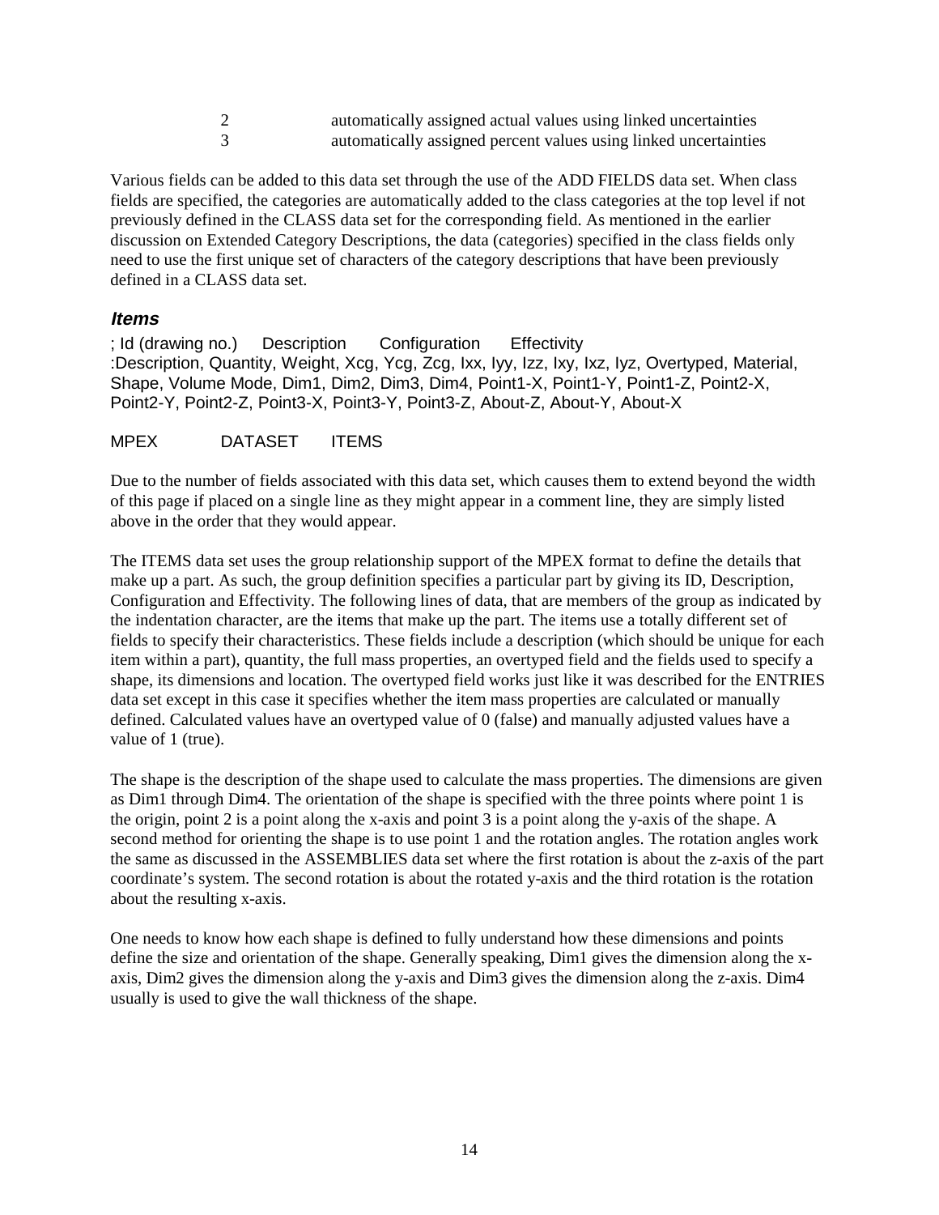| | |
|---|---|
| 2 | automatically assigned actual values using linked uncertainties |
| 3 | automatically assigned percent values using linked uncertainties |

Various fields can be added to this data set through the use of the ADD FIELDS data set. When class fields are specified, the categories are automatically added to the class categories at the top level if not previously defined in the CLASS data set for the corresponding field. As mentioned in the earlier discussion on Extended Category Descriptions, the data (categories) specified in the class fields only need to use the first unique set of characters of the category descriptions that have been previously defined in a CLASS data set.

### *Items*

; Id (drawing no.)     Description     Configuration     Effectivity
:Description, Quantity, Weight, Xcg, Ycg, Zcg, Ixx, Iyy, Izz, Ixy, Ixz, Iyz, Overtyped, Material, Shape, Volume Mode, Dim1, Dim2, Dim3, Dim4, Point1-X, Point1-Y, Point1-Z, Point2-X, Point2-Y, Point2-Z, Point3-X, Point3-Y, Point3-Z, About-Z, About-Y, About-X

MPEX     DATASET     ITEMS

Due to the number of fields associated with this data set, which causes them to extend beyond the width of this page if placed on a single line as they might appear in a comment line, they are simply listed above in the order that they would appear.

The ITEMS data set uses the group relationship support of the MPEX format to define the details that make up a part. As such, the group definition specifies a particular part by giving its ID, Description, Configuration and Effectivity. The following lines of data, that are members of the group as indicated by the indentation character, are the items that make up the part. The items use a totally different set of fields to specify their characteristics. These fields include a description (which should be unique for each item within a part), quantity, the full mass properties, an overtyped field and the fields used to specify a shape, its dimensions and location. The overtyped field works just like it was described for the ENTRIES data set except in this case it specifies whether the item mass properties are calculated or manually defined. Calculated values have an overtyped value of 0 (false) and manually adjusted values have a value of 1 (true).

The shape is the description of the shape used to calculate the mass properties. The dimensions are given as Dim1 through Dim4. The orientation of the shape is specified with the three points where point 1 is the origin, point 2 is a point along the x-axis and point 3 is a point along the y-axis of the shape. A second method for orienting the shape is to use point 1 and the rotation angles. The rotation angles work the same as discussed in the ASSEMBLIES data set where the first rotation is about the z-axis of the part coordinate's system. The second rotation is about the rotated y-axis and the third rotation is the rotation about the resulting x-axis.

One needs to know how each shape is defined to fully understand how these dimensions and points define the size and orientation of the shape. Generally speaking, Dim1 gives the dimension along the x-axis, Dim2 gives the dimension along the y-axis and Dim3 gives the dimension along the z-axis. Dim4 usually is used to give the wall thickness of the shape.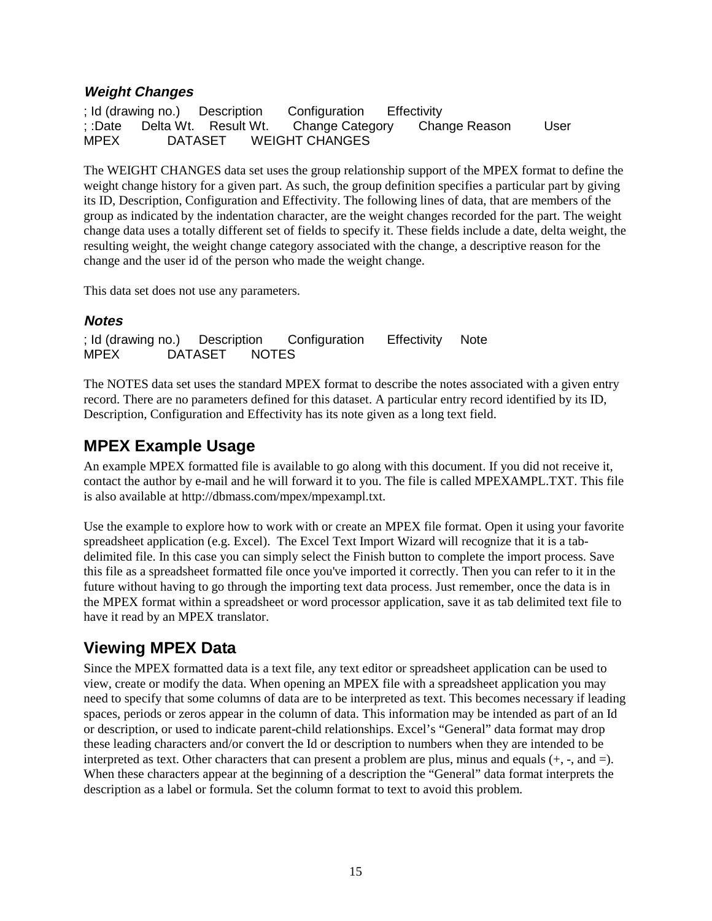### *Weight Changes*

```
; Id (drawing no.)     Description      Configuration      Effectivity
; :Date     Delta Wt.    Result Wt.      Change Category      Change Reason        User
MPEX           DATASET      WEIGHT CHANGES
```

The WEIGHT CHANGES data set uses the group relationship support of the MPEX format to define the weight change history for a given part. As such, the group definition specifies a particular part by giving its ID, Description, Configuration and Effectivity. The following lines of data, that are members of the group as indicated by the indentation character, are the weight changes recorded for the part. The weight change data uses a totally different set of fields to specify it. These fields include a date, delta weight, the resulting weight, the weight change category associated with the change, a descriptive reason for the change and the user id of the person who made the weight change.

This data set does not use any parameters.

### *Notes*

```
; Id (drawing no.)     Description      Configuration      Effectivity     Note
MPEX           DATASET      NOTES
```

The NOTES data set uses the standard MPEX format to describe the notes associated with a given entry record. There are no parameters defined for this dataset. A particular entry record identified by its ID, Description, Configuration and Effectivity has its note given as a long text field.

## MPEX Example Usage

An example MPEX formatted file is available to go along with this document. If you did not receive it, contact the author by e-mail and he will forward it to you. The file is called MPEXAMPL.TXT. This file is also available at http://dbmass.com/mpex/mpexampl.txt.

Use the example to explore how to work with or create an MPEX file format. Open it using your favorite spreadsheet application (e.g. Excel).  The Excel Text Import Wizard will recognize that it is a tab-delimited file. In this case you can simply select the Finish button to complete the import process. Save this file as a spreadsheet formatted file once you've imported it correctly. Then you can refer to it in the future without having to go through the importing text data process. Just remember, once the data is in the MPEX format within a spreadsheet or word processor application, save it as tab delimited text file to have it read by an MPEX translator.

## Viewing MPEX Data

Since the MPEX formatted data is a text file, any text editor or spreadsheet application can be used to view, create or modify the data. When opening an MPEX file with a spreadsheet application you may need to specify that some columns of data are to be interpreted as text. This becomes necessary if leading spaces, periods or zeros appear in the column of data. This information may be intended as part of an Id or description, or used to indicate parent-child relationships. Excel's "General" data format may drop these leading characters and/or convert the Id or description to numbers when they are intended to be interpreted as text. Other characters that can present a problem are plus, minus and equals (+, -, and =). When these characters appear at the beginning of a description the "General" data format interprets the description as a label or formula. Set the column format to text to avoid this problem.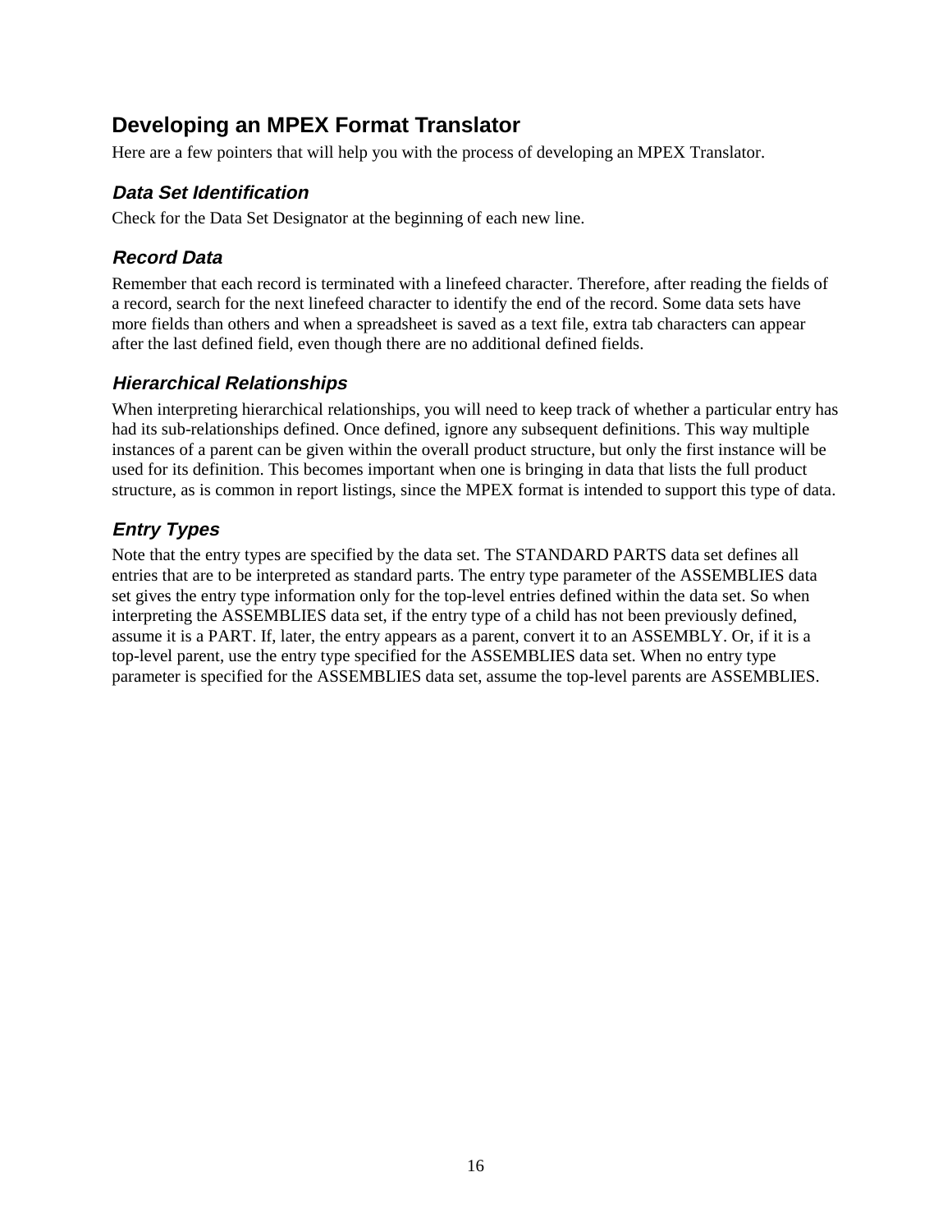## Developing an MPEX Format Translator

Here are a few pointers that will help you with the process of developing an MPEX Translator.

### *Data Set Identification*

Check for the Data Set Designator at the beginning of each new line.

### *Record Data*

Remember that each record is terminated with a linefeed character. Therefore, after reading the fields of a record, search for the next linefeed character to identify the end of the record. Some data sets have more fields than others and when a spreadsheet is saved as a text file, extra tab characters can appear after the last defined field, even though there are no additional defined fields.

### *Hierarchical Relationships*

When interpreting hierarchical relationships, you will need to keep track of whether a particular entry has had its sub-relationships defined. Once defined, ignore any subsequent definitions. This way multiple instances of a parent can be given within the overall product structure, but only the first instance will be used for its definition. This becomes important when one is bringing in data that lists the full product structure, as is common in report listings, since the MPEX format is intended to support this type of data.

### *Entry Types*

Note that the entry types are specified by the data set. The STANDARD PARTS data set defines all entries that are to be interpreted as standard parts. The entry type parameter of the ASSEMBLIES data set gives the entry type information only for the top-level entries defined within the data set. So when interpreting the ASSEMBLIES data set, if the entry type of a child has not been previously defined, assume it is a PART. If, later, the entry appears as a parent, convert it to an ASSEMBLY. Or, if it is a top-level parent, use the entry type specified for the ASSEMBLIES data set. When no entry type parameter is specified for the ASSEMBLIES data set, assume the top-level parents are ASSEMBLIES.